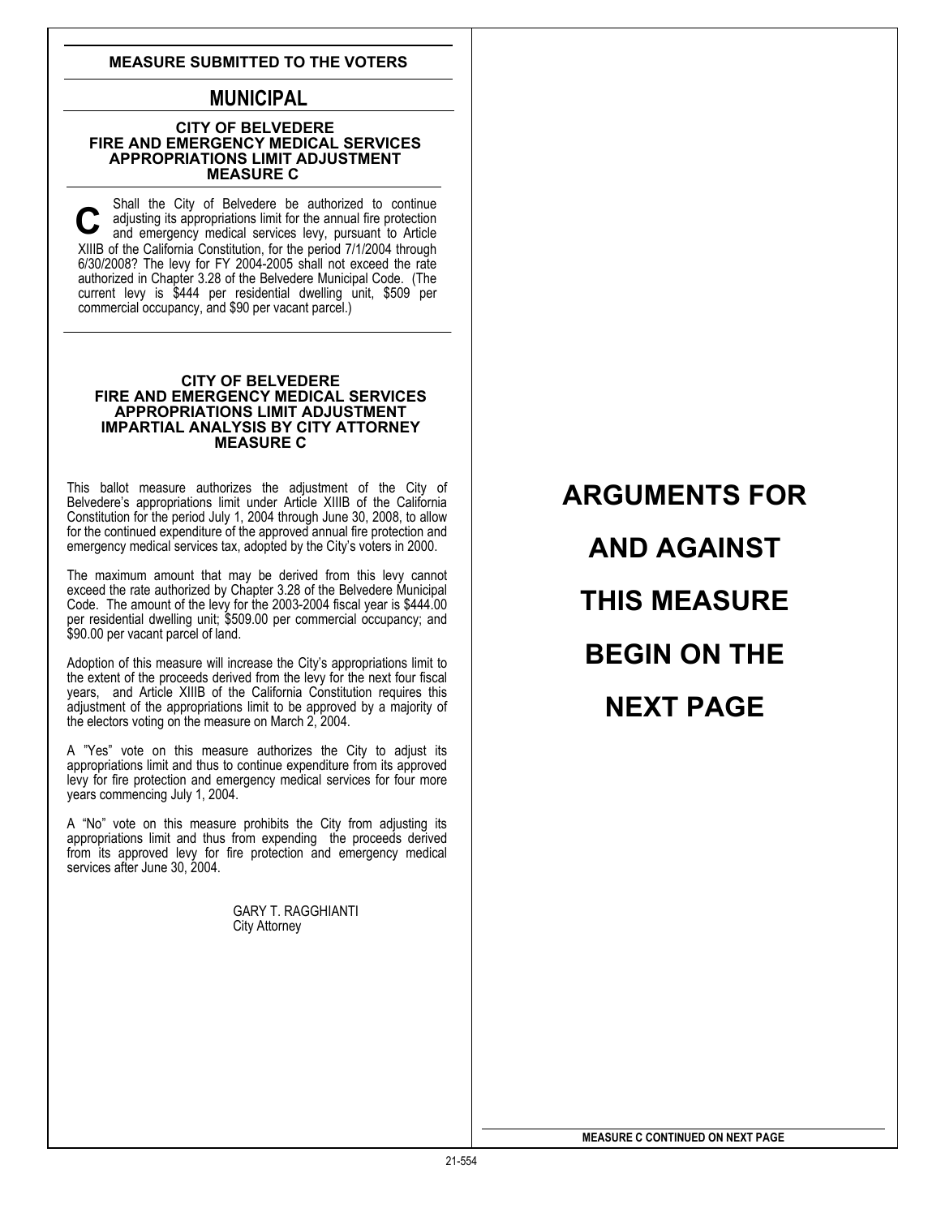## MEASURE SUBMITTED TO THE VOTERS

# MUNICIPAL

### CITY OF BELVEDERE
### FIRE AND EMERGENCY MEDICAL SERVICES
### APPROPRIATIONS LIMIT ADJUSTMENT
### MEASURE C

**C** Shall the City of Belvedere be authorized to continue adjusting its appropriations limit for the annual fire protection and emergency medical services levy, pursuant to Article XIIIB of the California Constitution, for the period 7/1/2004 through 6/30/2008? The levy for FY 2004-2005 shall not exceed the rate authorized in Chapter 3.28 of the Belvedere Municipal Code. (The current levy is $444 per residential dwelling unit, $509 per commercial occupancy, and $90 per vacant parcel.)

### CITY OF BELVEDERE
### FIRE AND EMERGENCY MEDICAL SERVICES
### APPROPRIATIONS LIMIT ADJUSTMENT
### IMPARTIAL ANALYSIS BY CITY ATTORNEY
### MEASURE C

This ballot measure authorizes the adjustment of the City of Belvedere's appropriations limit under Article XIIIB of the California Constitution for the period July 1, 2004 through June 30, 2008, to allow for the continued expenditure of the approved annual fire protection and emergency medical services tax, adopted by the City's voters in 2000.

The maximum amount that may be derived from this levy cannot exceed the rate authorized by Chapter 3.28 of the Belvedere Municipal Code. The amount of the levy for the 2003-2004 fiscal year is $444.00 per residential dwelling unit; $509.00 per commercial occupancy; and $90.00 per vacant parcel of land.

Adoption of this measure will increase the City's appropriations limit to the extent of the proceeds derived from the levy for the next four fiscal years, and Article XIIIB of the California Constitution requires this adjustment of the appropriations limit to be approved by a majority of the electors voting on the measure on March 2, 2004.

A "Yes" vote on this measure authorizes the City to adjust its appropriations limit and thus to continue expenditure from its approved levy for fire protection and emergency medical services for four more years commencing July 1, 2004.

A "No" vote on this measure prohibits the City from adjusting its appropriations limit and thus from expending the proceeds derived from its approved levy for fire protection and emergency medical services after June 30, 2004.

GARY T. RAGGHIANTI
City Attorney

# ARGUMENTS FOR AND AGAINST THIS MEASURE BEGIN ON THE NEXT PAGE

**MEASURE C CONTINUED ON NEXT PAGE**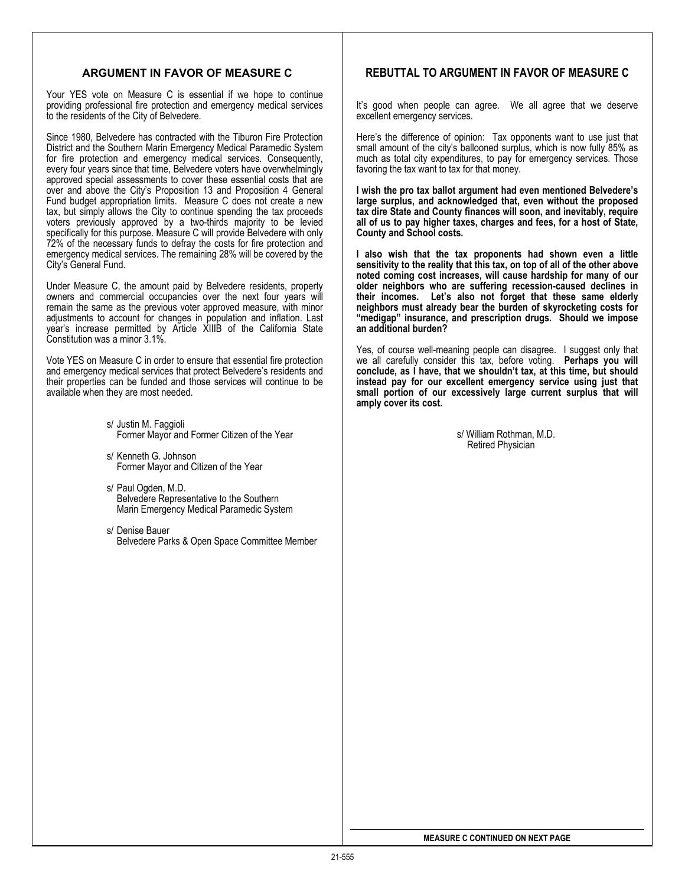## ARGUMENT IN FAVOR OF MEASURE C

Your YES vote on Measure C is essential if we hope to continue providing professional fire protection and emergency medical services to the residents of the City of Belvedere.

Since 1980, Belvedere has contracted with the Tiburon Fire Protection District and the Southern Marin Emergency Medical Paramedic System for fire protection and emergency medical services. Consequently, every four years since that time, Belvedere voters have overwhelmingly approved special assessments to cover these essential costs that are over and above the City's Proposition 13 and Proposition 4 General Fund budget appropriation limits. Measure C does not create a new tax, but simply allows the City to continue spending the tax proceeds voters previously approved by a two-thirds majority to be levied specifically for this purpose. Measure C will provide Belvedere with only 72% of the necessary funds to defray the costs for fire protection and emergency medical services. The remaining 28% will be covered by the City's General Fund.

Under Measure C, the amount paid by Belvedere residents, property owners and commercial occupancies over the next four years will remain the same as the previous voter approved measure, with minor adjustments to account for changes in population and inflation. Last year's increase permitted by Article XIIIB of the California State Constitution was a minor 3.1%.

Vote YES on Measure C in order to ensure that essential fire protection and emergency medical services that protect Belvedere's residents and their properties can be funded and those services will continue to be available when they are most needed.

s/ Justin M. Faggioli
Former Mayor and Former Citizen of the Year

s/ Kenneth G. Johnson
Former Mayor and Citizen of the Year

s/ Paul Ogden, M.D.
Belvedere Representative to the Southern Marin Emergency Medical Paramedic System

s/ Denise Bauer
Belvedere Parks & Open Space Committee Member

## REBUTTAL TO ARGUMENT IN FAVOR OF MEASURE C

It's good when people can agree. We all agree that we deserve excellent emergency services.

Here's the difference of opinion: Tax opponents want to use just that small amount of the city's ballooned surplus, which is now fully 85% as much as total city expenditures, to pay for emergency services. Those favoring the tax want to tax for that money.

**I wish the pro tax ballot argument had even mentioned Belvedere's large surplus, and acknowledged that, even without the proposed tax dire State and County finances will soon, and inevitably, require all of us to pay higher taxes, charges and fees, for a host of State, County and School costs.**

**I also wish that the tax proponents had shown even a little sensitivity to the reality that this tax, on top of all of the other above noted coming cost increases, will cause hardship for many of our older neighbors who are suffering recession-caused declines in their incomes. Let's also not forget that these same elderly neighbors must already bear the burden of skyrocketing costs for "medigap" insurance, and prescription drugs. Should we impose an additional burden?**

Yes, of course well-meaning people can disagree. I suggest only that we all carefully consider this tax, before voting. **Perhaps you will conclude, as I have, that we shouldn't tax, at this time, but should instead pay for our excellent emergency service using just that small portion of our excessively large current surplus that will amply cover its cost.**

s/ William Rothman, M.D.
Retired Physician

**MEASURE C CONTINUED ON NEXT PAGE**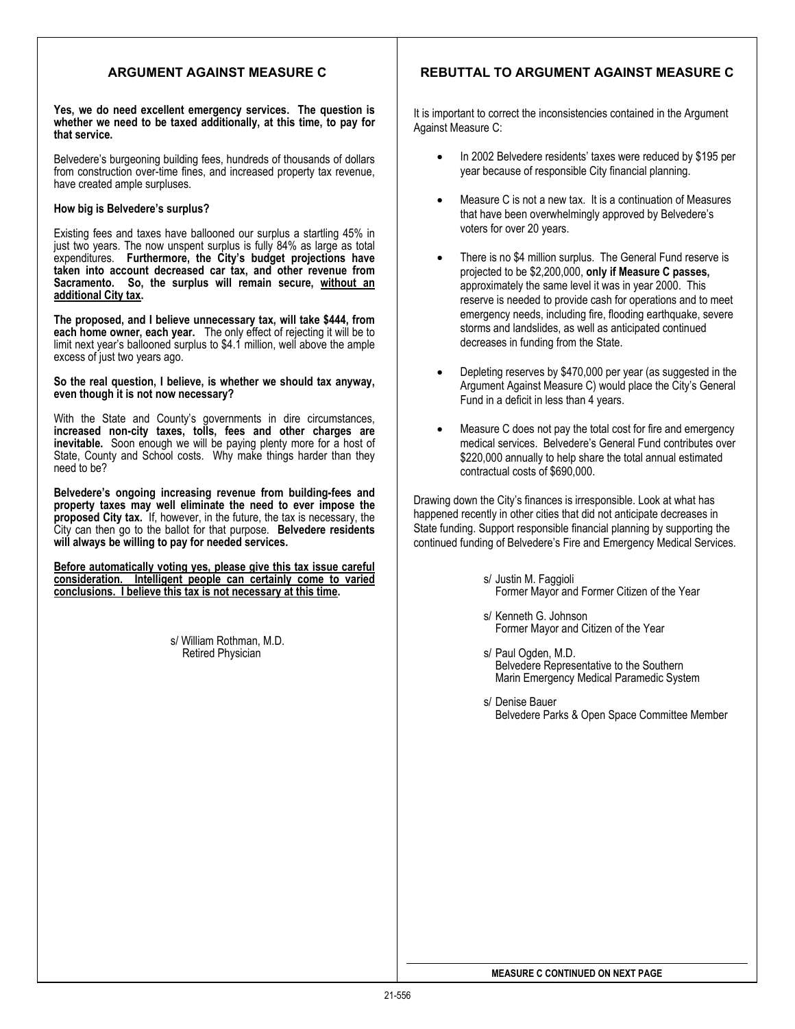## ARGUMENT AGAINST MEASURE C

**Yes, we do need excellent emergency services. The question is whether we need to be taxed additionally, at this time, to pay for that service.**

Belvedere's burgeoning building fees, hundreds of thousands of dollars from construction over-time fines, and increased property tax revenue, have created ample surpluses.

**How big is Belvedere's surplus?**

Existing fees and taxes have ballooned our surplus a startling 45% in just two years. The now unspent surplus is fully 84% as large as total expenditures. **Furthermore, the City's budget projections have taken into account decreased car tax, and other revenue from Sacramento. So, the surplus will remain secure, <u>without an additional City tax</u>.**

**The proposed, and I believe unnecessary tax, will take $444, from each home owner, each year.** The only effect of rejecting it will be to limit next year's ballooned surplus to $4.1 million, well above the ample excess of just two years ago.

**So the real question, I believe, is whether we should tax anyway, even though it is not now necessary?**

With the State and County's governments in dire circumstances, **increased non-city taxes, tolls, fees and other charges are inevitable.** Soon enough we will be paying plenty more for a host of State, County and School costs. Why make things harder than they need to be?

**Belvedere's ongoing increasing revenue from building-fees and property taxes may well eliminate the need to ever impose the proposed City tax.** If, however, in the future, the tax is necessary, the City can then go to the ballot for that purpose. **Belvedere residents will always be willing to pay for needed services.**

**<u>Before automatically voting yes, please give this tax issue careful consideration. Intelligent people can certainly come to varied conclusions. I believe this tax is not necessary at this time.</u>**

s/ William Rothman, M.D.
Retired Physician

## REBUTTAL TO ARGUMENT AGAINST MEASURE C

It is important to correct the inconsistencies contained in the Argument Against Measure C:

- In 2002 Belvedere residents' taxes were reduced by $195 per year because of responsible City financial planning.
- Measure C is not a new tax. It is a continuation of Measures that have been overwhelmingly approved by Belvedere's voters for over 20 years.
- There is no $4 million surplus. The General Fund reserve is projected to be $2,200,000, **only if Measure C passes,** approximately the same level it was in year 2000. This reserve is needed to provide cash for operations and to meet emergency needs, including fire, flooding earthquake, severe storms and landslides, as well as anticipated continued decreases in funding from the State.
- Depleting reserves by $470,000 per year (as suggested in the Argument Against Measure C) would place the City's General Fund in a deficit in less than 4 years.
- Measure C does not pay the total cost for fire and emergency medical services. Belvedere's General Fund contributes over $220,000 annually to help share the total annual estimated contractual costs of $690,000.

Drawing down the City's finances is irresponsible. Look at what has happened recently in other cities that did not anticipate decreases in State funding. Support responsible financial planning by supporting the continued funding of Belvedere's Fire and Emergency Medical Services.

s/ Justin M. Faggioli
Former Mayor and Former Citizen of the Year

s/ Kenneth G. Johnson
Former Mayor and Citizen of the Year

s/ Paul Ogden, M.D.
Belvedere Representative to the Southern Marin Emergency Medical Paramedic System

s/ Denise Bauer
Belvedere Parks & Open Space Committee Member

**MEASURE C CONTINUED ON NEXT PAGE**